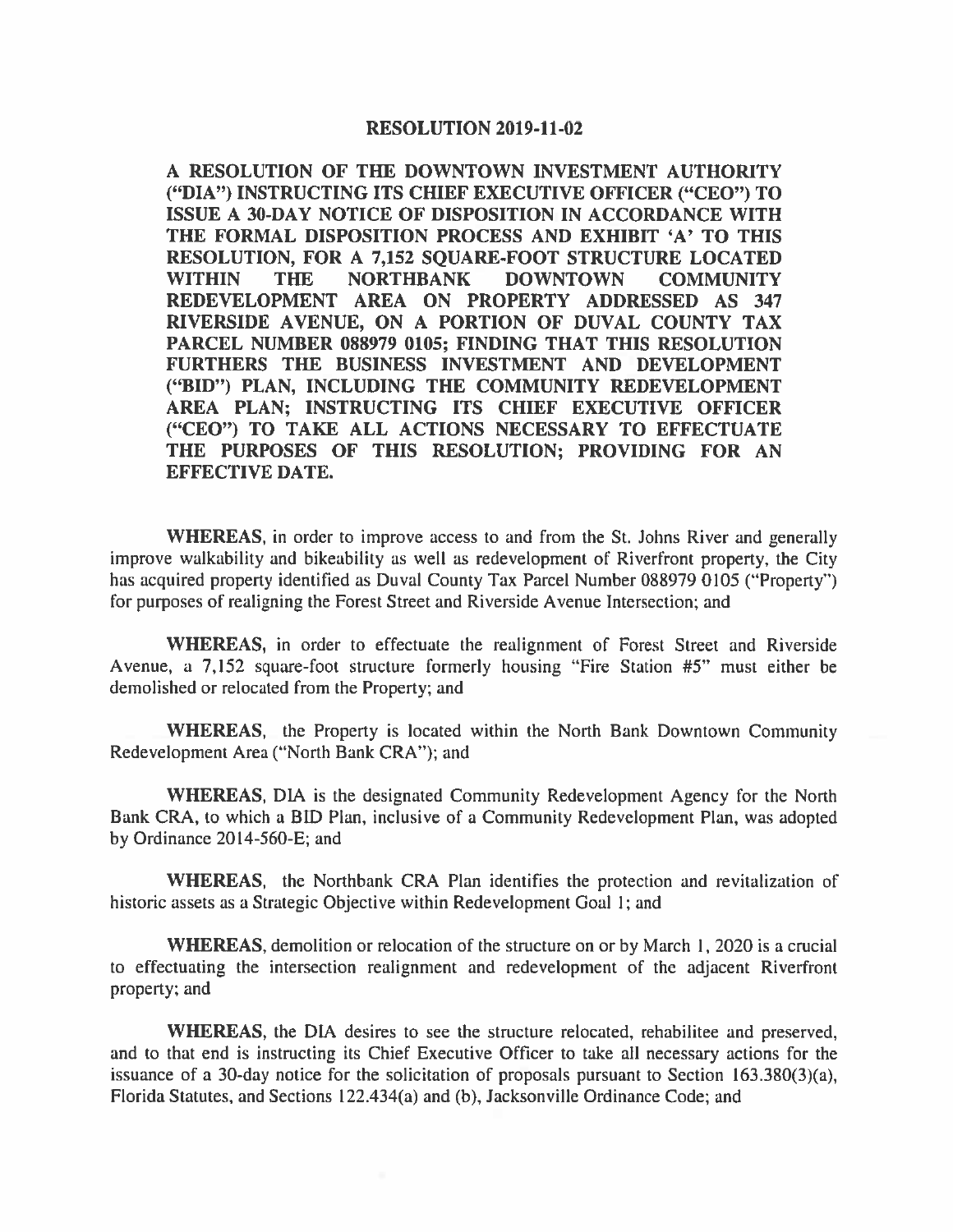# RESOLUTION 2019-11-02

**A RESOLUTION OF THE DOWNTOWN INVESTMENT AUTHORITY ("DIA") INSTRUCTING ITS CHIEF EXECUTIVE OFFICER ("CEO") TO ISSUE A 30-DAY NOTICE OF DISPOSITION IN ACCORDANCE WITH THE FORMAL DISPOSITION PROCESS AND EXHIBIT 'A' TO THIS RESOLUTION, FOR A 7,152 SQUARE-FOOT STRUCTURE LOCATED WITHIN THE NORTHBANK DOWNTOWN COMMUNITY REDEVELOPMENT AREA ON PROPERTY ADDRESSED AS 347 RIVERSIDE AVENUE, ON A PORTION OF DUVAL COUNTY TAX PARCEL NUMBER 088979 0105; FINDING THAT THIS RESOLUTION FURTHERS THE BUSINESS INVESTMENT AND DEVELOPMENT ("BID") PLAN, INCLUDING THE COMMUNITY REDEVELOPMENT AREA PLAN; INSTRUCTING ITS CHIEF EXECUTIVE OFFICER ("CEO") TO TAKE ALL ACTIONS NECESSARY TO EFFECTUATE THE PURPOSES OF THIS RESOLUTION; PROVIDING FOR AN EFFECTIVE DATE.**

**WHEREAS**, in order to improve access to and from the St. Johns River and generally improve walkability and bikeability as well as redevelopment of Riverfront property, the City has acquired property identified as Duval County Tax Parcel Number 088979 0105 ("Property") for purposes of realigning the Forest Street and Riverside Avenue Intersection; and

**WHEREAS**, in order to effectuate the realignment of Forest Street and Riverside Avenue, a 7,152 square-foot structure formerly housing "Fire Station #5" must either be demolished or relocated from the Property; and

**WHEREAS**, the Property is located within the North Bank Downtown Community Redevelopment Area ("North Bank CRA"); and

**WHEREAS**, DIA is the designated Community Redevelopment Agency for the North Bank CRA, to which a BID Plan, inclusive of a Community Redevelopment Plan, was adopted by Ordinance 2014-560-E; and

**WHEREAS**, the Northbank CRA Plan identifies the protection and revitalization of historic assets as a Strategic Objective within Redevelopment Goal 1; and

**WHEREAS**, demolition or relocation of the structure on or by March 1, 2020 is a crucial to effectuating the intersection realignment and redevelopment of the adjacent Riverfront property; and

**WHEREAS**, the DIA desires to see the structure relocated, rehabilitee and preserved, and to that end is instructing its Chief Executive Officer to take all necessary actions for the issuance of a 30-day notice for the solicitation of proposals pursuant to Section 163.380(3)(a), Florida Statutes, and Sections 122.434(a) and (b), Jacksonville Ordinance Code; and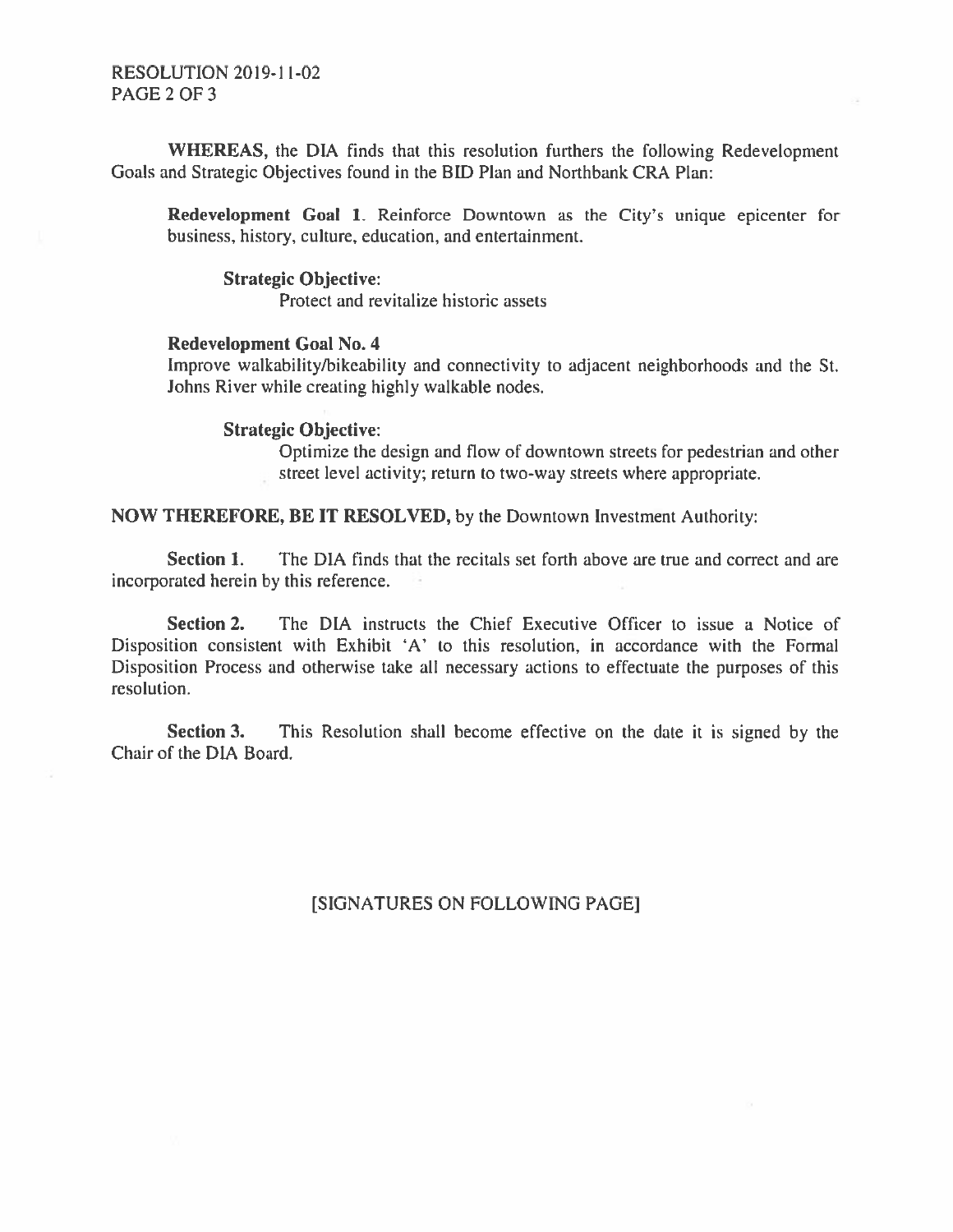**WHEREAS,** the DIA finds that this resolution furthers the following Redevelopment Goals and Strategic Objectives found in the BID Plan and Northbank CRA Plan:

> **Redevelopment Goal 1**. Reinforce Downtown as the City's unique epicenter for business, history, culture, education, and entertainment.
>
> **Strategic Objective**:
> Protect and revitalize historic assets
>
> **Redevelopment Goal No. 4**
> Improve walkability/bikeability and connectivity to adjacent neighborhoods and the St. Johns River while creating highly walkable nodes.
>
> **Strategic Objective**:
> Optimize the design and flow of downtown streets for pedestrian and other street level activity; return to two-way streets where appropriate.

**NOW THEREFORE, BE IT RESOLVED,** by the Downtown Investment Authority:

**Section 1.** The DIA finds that the recitals set forth above are true and correct and are incorporated herein by this reference.

**Section 2.** The DIA instructs the Chief Executive Officer to issue a Notice of Disposition consistent with Exhibit 'A' to this resolution, in accordance with the Formal Disposition Process and otherwise take all necessary actions to effectuate the purposes of this resolution.

**Section 3.** This Resolution shall become effective on the date it is signed by the Chair of the DIA Board.

[SIGNATURES ON FOLLOWING PAGE]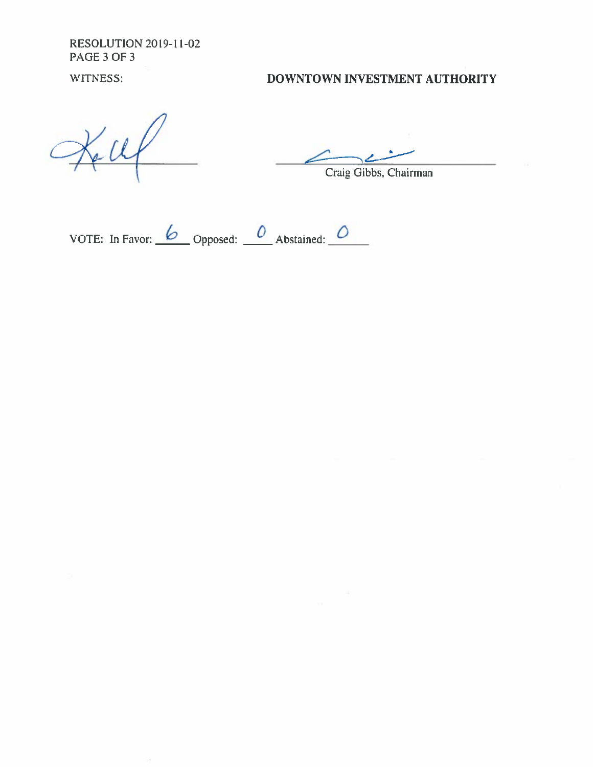RESOLUTION 2019-11-02

WITNESS: **DOWNTOWN INVESTMENT AUTHORITY**

_______________________ _______________________
Craig Gibbs, Chairman

VOTE: In Favor: 6 Opposed: 0 Abstained: 0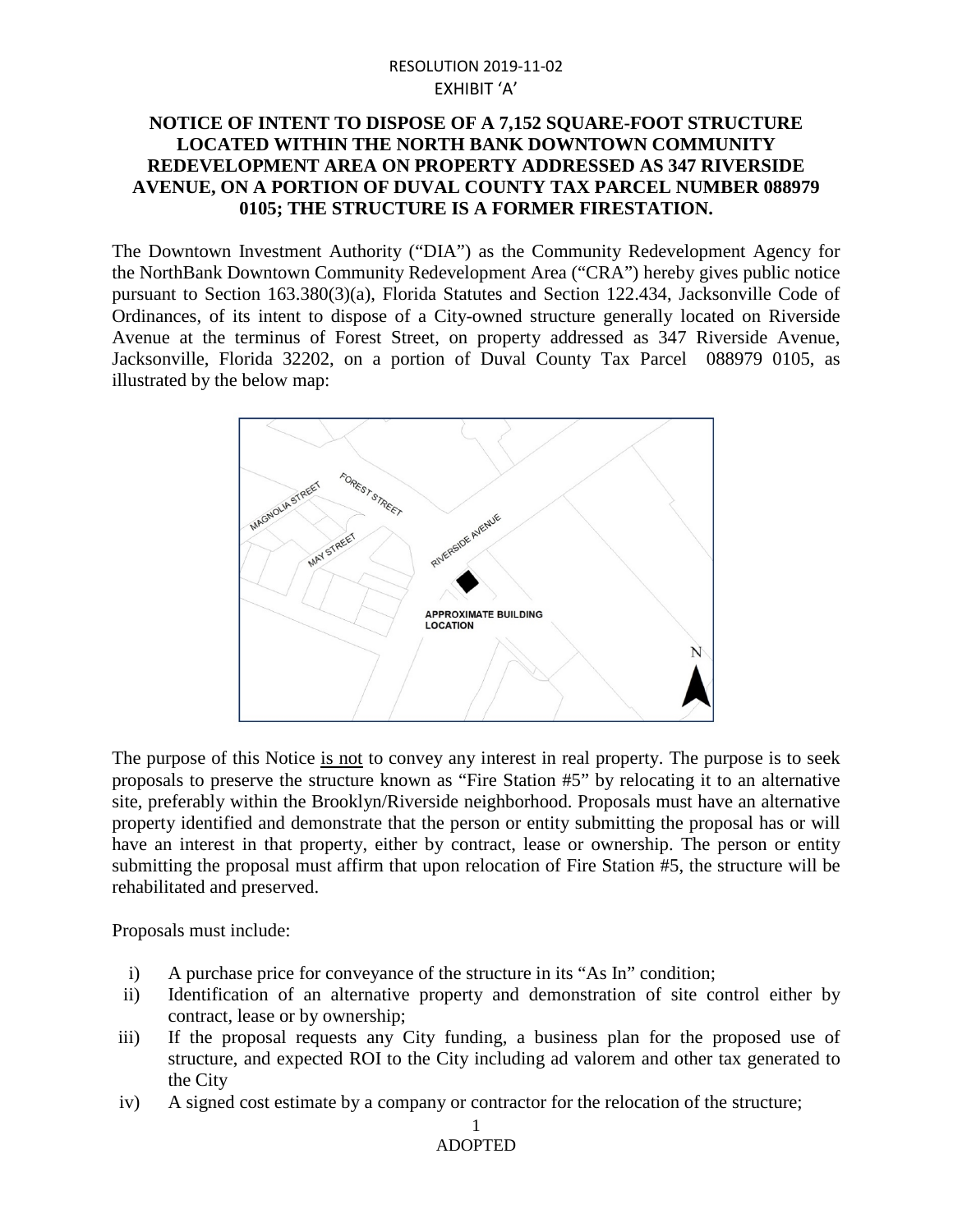RESOLUTION 2019-11-02
EXHIBIT 'A'

**NOTICE OF INTENT TO DISPOSE OF A 7,152 SQUARE-FOOT STRUCTURE LOCATED WITHIN THE NORTH BANK DOWNTOWN COMMUNITY REDEVELOPMENT AREA ON PROPERTY ADDRESSED AS 347 RIVERSIDE AVENUE, ON A PORTION OF DUVAL COUNTY TAX PARCEL NUMBER 088979 0105; THE STRUCTURE IS A FORMER FIRESTATION.**

The Downtown Investment Authority ("DIA") as the Community Redevelopment Agency for the NorthBank Downtown Community Redevelopment Area ("CRA") hereby gives public notice pursuant to Section 163.380(3)(a), Florida Statutes and Section 122.434, Jacksonville Code of Ordinances, of its intent to dispose of a City-owned structure generally located on Riverside Avenue at the terminus of Forest Street, on property addressed as 347 Riverside Avenue, Jacksonville, Florida 32202, on a portion of Duval County Tax Parcel 088979 0105, as illustrated by the below map:

MAGNOLIA STREET
FOREST STREET
MAY STREET
RIVERSIDE AVENUE
APPROXIMATE BUILDING LOCATION
N

The purpose of this Notice is not to convey any interest in real property. The purpose is to seek proposals to preserve the structure known as "Fire Station #5" by relocating it to an alternative site, preferably within the Brooklyn/Riverside neighborhood. Proposals must have an alternative property identified and demonstrate that the person or entity submitting the proposal has or will have an interest in that property, either by contract, lease or ownership. The person or entity submitting the proposal must affirm that upon relocation of Fire Station #5, the structure will be rehabilitated and preserved.

Proposals must include:

i) A purchase price for conveyance of the structure in its "As In" condition;
ii) Identification of an alternative property and demonstration of site control either by contract, lease or by ownership;
iii) If the proposal requests any City funding, a business plan for the proposed use of structure, and expected ROI to the City including ad valorem and other tax generated to the City
iv) A signed cost estimate by a company or contractor for the relocation of the structure;

ADOPTED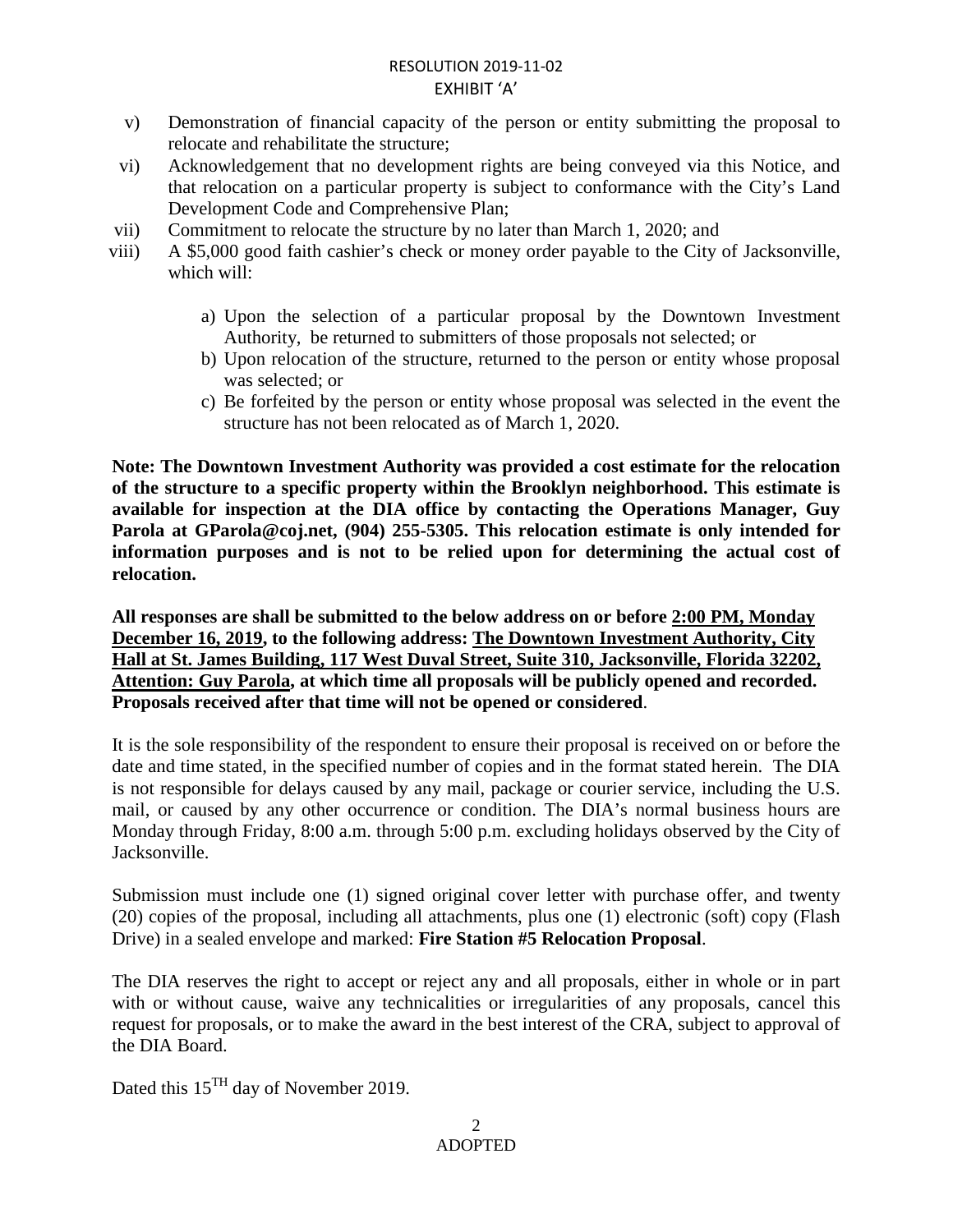v) Demonstration of financial capacity of the person or entity submitting the proposal to relocate and rehabilitate the structure;

vi) Acknowledgement that no development rights are being conveyed via this Notice, and that relocation on a particular property is subject to conformance with the City's Land Development Code and Comprehensive Plan;

vii) Commitment to relocate the structure by no later than March 1, 2020; and

viii) A $5,000 good faith cashier's check or money order payable to the City of Jacksonville, which will:

   a) Upon the selection of a particular proposal by the Downtown Investment Authority, be returned to submitters of those proposals not selected; or
   b) Upon relocation of the structure, returned to the person or entity whose proposal was selected; or
   c) Be forfeited by the person or entity whose proposal was selected in the event the structure has not been relocated as of March 1, 2020.

**Note: The Downtown Investment Authority was provided a cost estimate for the relocation of the structure to a specific property within the Brooklyn neighborhood. This estimate is available for inspection at the DIA office by contacting the Operations Manager, Guy Parola at GParola@coj.net, (904) 255-5305. This relocation estimate is only intended for information purposes and is not to be relied upon for determining the actual cost of relocation.**

**All responses are shall be submitted to the below address on or before <u>2:00 PM, Monday December 16, 2019</u>, to the following address: <u>The Downtown Investment Authority, City Hall at St. James Building, 117 West Duval Street, Suite 310, Jacksonville, Florida 32202, Attention: Guy Parola</u>, at which time all proposals will be publicly opened and recorded. Proposals received after that time will not be opened or considered**.

It is the sole responsibility of the respondent to ensure their proposal is received on or before the date and time stated, in the specified number of copies and in the format stated herein. The DIA is not responsible for delays caused by any mail, package or courier service, including the U.S. mail, or caused by any other occurrence or condition. The DIA's normal business hours are Monday through Friday, 8:00 a.m. through 5:00 p.m. excluding holidays observed by the City of Jacksonville.

Submission must include one (1) signed original cover letter with purchase offer, and twenty (20) copies of the proposal, including all attachments, plus one (1) electronic (soft) copy (Flash Drive) in a sealed envelope and marked: **Fire Station #5 Relocation Proposal**.

The DIA reserves the right to accept or reject any and all proposals, either in whole or in part with or without cause, waive any technicalities or irregularities of any proposals, cancel this request for proposals, or to make the award in the best interest of the CRA, subject to approval of the DIA Board.

Dated this 15TH day of November 2019.

ADOPTED